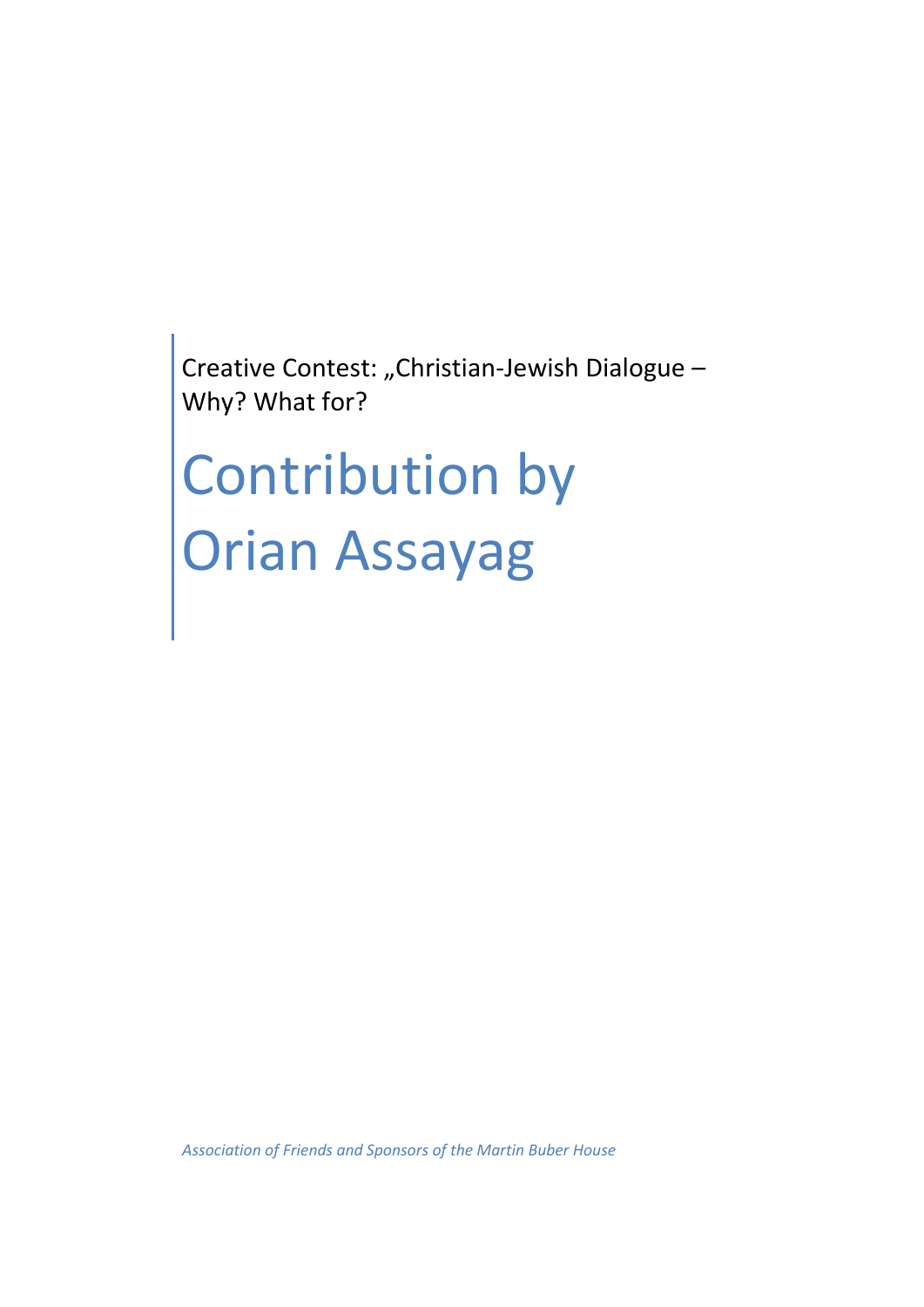Creative Contest: „Christian-Jewish Dialogue – Why? What for?

# Contribution by Orian Assayag

*Association of Friends and Sponsors of the Martin Buber House*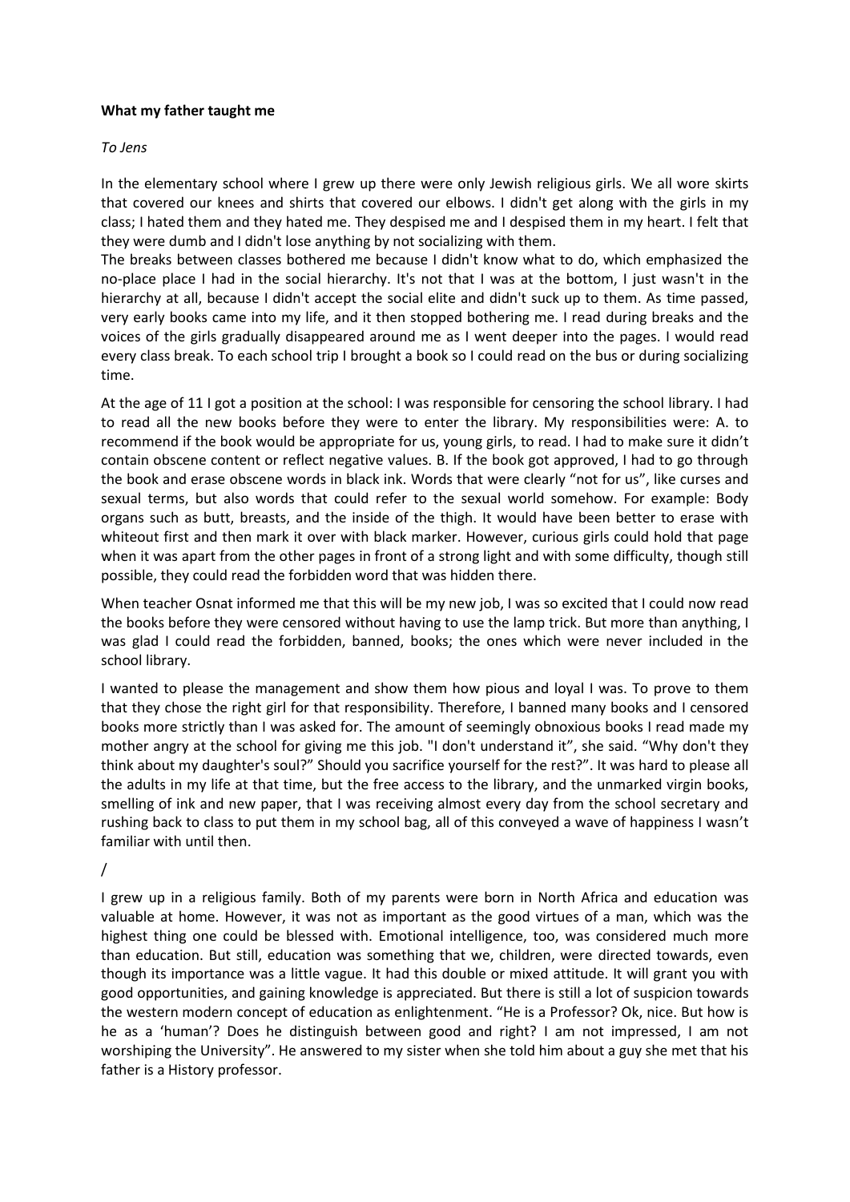**What my father taught me**

*To Jens*

In the elementary school where I grew up there were only Jewish religious girls. We all wore skirts that covered our knees and shirts that covered our elbows. I didn't get along with the girls in my class; I hated them and they hated me. They despised me and I despised them in my heart. I felt that they were dumb and I didn't lose anything by not socializing with them.

The breaks between classes bothered me because I didn't know what to do, which emphasized the no-place place I had in the social hierarchy. It's not that I was at the bottom, I just wasn't in the hierarchy at all, because I didn't accept the social elite and didn't suck up to them. As time passed, very early books came into my life, and it then stopped bothering me. I read during breaks and the voices of the girls gradually disappeared around me as I went deeper into the pages. I would read every class break. To each school trip I brought a book so I could read on the bus or during socializing time.

At the age of 11 I got a position at the school: I was responsible for censoring the school library. I had to read all the new books before they were to enter the library. My responsibilities were: A. to recommend if the book would be appropriate for us, young girls, to read. I had to make sure it didn't contain obscene content or reflect negative values. B. If the book got approved, I had to go through the book and erase obscene words in black ink. Words that were clearly "not for us", like curses and sexual terms, but also words that could refer to the sexual world somehow. For example: Body organs such as butt, breasts, and the inside of the thigh. It would have been better to erase with whiteout first and then mark it over with black marker. However, curious girls could hold that page when it was apart from the other pages in front of a strong light and with some difficulty, though still possible, they could read the forbidden word that was hidden there.

When teacher Osnat informed me that this will be my new job, I was so excited that I could now read the books before they were censored without having to use the lamp trick. But more than anything, I was glad I could read the forbidden, banned, books; the ones which were never included in the school library.

I wanted to please the management and show them how pious and loyal I was. To prove to them that they chose the right girl for that responsibility. Therefore, I banned many books and I censored books more strictly than I was asked for. The amount of seemingly obnoxious books I read made my mother angry at the school for giving me this job. "I don't understand it", she said. "Why don't they think about my daughter's soul?" Should you sacrifice yourself for the rest?". It was hard to please all the adults in my life at that time, but the free access to the library, and the unmarked virgin books, smelling of ink and new paper, that I was receiving almost every day from the school secretary and rushing back to class to put them in my school bag, all of this conveyed a wave of happiness I wasn't familiar with until then.

/

I grew up in a religious family. Both of my parents were born in North Africa and education was valuable at home. However, it was not as important as the good virtues of a man, which was the highest thing one could be blessed with. Emotional intelligence, too, was considered much more than education. But still, education was something that we, children, were directed towards, even though its importance was a little vague. It had this double or mixed attitude. It will grant you with good opportunities, and gaining knowledge is appreciated. But there is still a lot of suspicion towards the western modern concept of education as enlightenment. "He is a Professor? Ok, nice. But how is he as a 'human'? Does he distinguish between good and right? I am not impressed, I am not worshiping the University". He answered to my sister when she told him about a guy she met that his father is a History professor.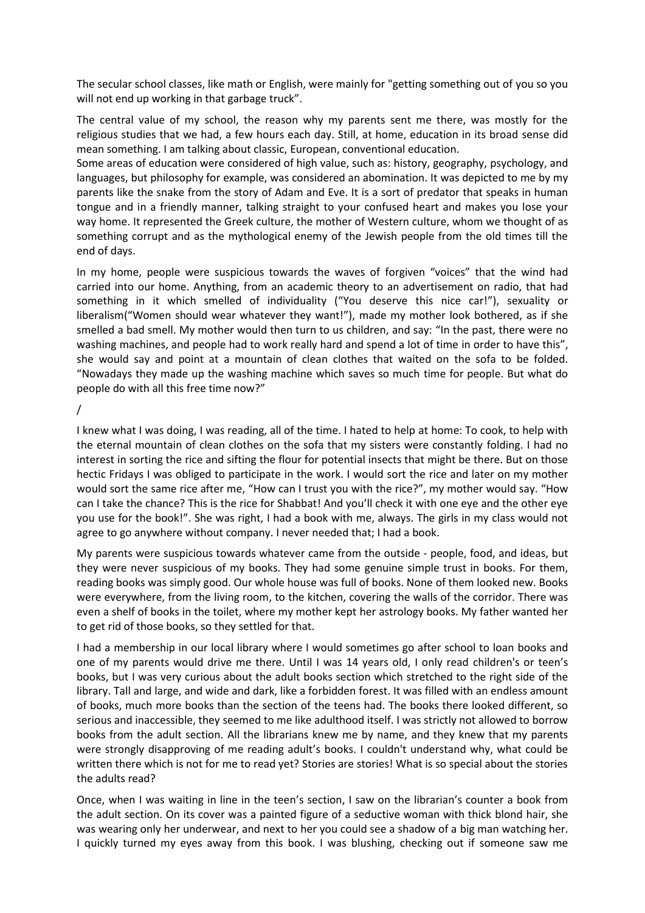The secular school classes, like math or English, were mainly for "getting something out of you so you will not end up working in that garbage truck".

The central value of my school, the reason why my parents sent me there, was mostly for the religious studies that we had, a few hours each day. Still, at home, education in its broad sense did mean something. I am talking about classic, European, conventional education.
Some areas of education were considered of high value, such as: history, geography, psychology, and languages, but philosophy for example, was considered an abomination. It was depicted to me by my parents like the snake from the story of Adam and Eve. It is a sort of predator that speaks in human tongue and in a friendly manner, talking straight to your confused heart and makes you lose your way home. It represented the Greek culture, the mother of Western culture, whom we thought of as something corrupt and as the mythological enemy of the Jewish people from the old times till the end of days.

In my home, people were suspicious towards the waves of forgiven "voices" that the wind had carried into our home. Anything, from an academic theory to an advertisement on radio, that had something in it which smelled of individuality ("You deserve this nice car!"), sexuality or liberalism("Women should wear whatever they want!"), made my mother look bothered, as if she smelled a bad smell. My mother would then turn to us children, and say: "In the past, there were no washing machines, and people had to work really hard and spend a lot of time in order to have this", she would say and point at a mountain of clean clothes that waited on the sofa to be folded. "Nowadays they made up the washing machine which saves so much time for people. But what do people do with all this free time now?"

/

I knew what I was doing, I was reading, all of the time. I hated to help at home: To cook, to help with the eternal mountain of clean clothes on the sofa that my sisters were constantly folding. I had no interest in sorting the rice and sifting the flour for potential insects that might be there. But on those hectic Fridays I was obliged to participate in the work. I would sort the rice and later on my mother would sort the same rice after me, "How can I trust you with the rice?", my mother would say. "How can I take the chance? This is the rice for Shabbat! And you'll check it with one eye and the other eye you use for the book!". She was right, I had a book with me, always. The girls in my class would not agree to go anywhere without company. I never needed that; I had a book.

My parents were suspicious towards whatever came from the outside - people, food, and ideas, but they were never suspicious of my books. They had some genuine simple trust in books. For them, reading books was simply good. Our whole house was full of books. None of them looked new. Books were everywhere, from the living room, to the kitchen, covering the walls of the corridor. There was even a shelf of books in the toilet, where my mother kept her astrology books. My father wanted her to get rid of those books, so they settled for that.

I had a membership in our local library where I would sometimes go after school to loan books and one of my parents would drive me there. Until I was 14 years old, I only read children's or teen's books, but I was very curious about the adult books section which stretched to the right side of the library. Tall and large, and wide and dark, like a forbidden forest. It was filled with an endless amount of books, much more books than the section of the teens had. The books there looked different, so serious and inaccessible, they seemed to me like adulthood itself. I was strictly not allowed to borrow books from the adult section. All the librarians knew me by name, and they knew that my parents were strongly disapproving of me reading adult's books. I couldn't understand why, what could be written there which is not for me to read yet? Stories are stories! What is so special about the stories the adults read?

Once, when I was waiting in line in the teen's section, I saw on the librarian's counter a book from the adult section. On its cover was a painted figure of a seductive woman with thick blond hair, she was wearing only her underwear, and next to her you could see a shadow of a big man watching her. I quickly turned my eyes away from this book. I was blushing, checking out if someone saw me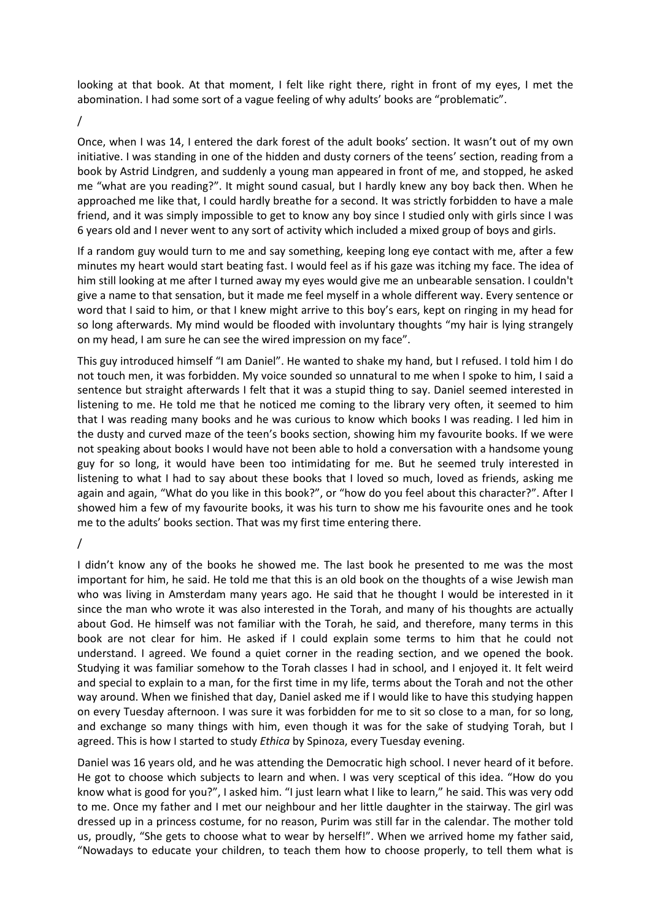looking at that book. At that moment, I felt like right there, right in front of my eyes, I met the abomination. I had some sort of a vague feeling of why adults' books are "problematic".

/

Once, when I was 14, I entered the dark forest of the adult books' section. It wasn't out of my own initiative. I was standing in one of the hidden and dusty corners of the teens' section, reading from a book by Astrid Lindgren, and suddenly a young man appeared in front of me, and stopped, he asked me "what are you reading?". It might sound casual, but I hardly knew any boy back then. When he approached me like that, I could hardly breathe for a second. It was strictly forbidden to have a male friend, and it was simply impossible to get to know any boy since I studied only with girls since I was 6 years old and I never went to any sort of activity which included a mixed group of boys and girls.

If a random guy would turn to me and say something, keeping long eye contact with me, after a few minutes my heart would start beating fast. I would feel as if his gaze was itching my face. The idea of him still looking at me after I turned away my eyes would give me an unbearable sensation. I couldn't give a name to that sensation, but it made me feel myself in a whole different way. Every sentence or word that I said to him, or that I knew might arrive to this boy's ears, kept on ringing in my head for so long afterwards. My mind would be flooded with involuntary thoughts "my hair is lying strangely on my head, I am sure he can see the wired impression on my face".

This guy introduced himself "I am Daniel". He wanted to shake my hand, but I refused. I told him I do not touch men, it was forbidden. My voice sounded so unnatural to me when I spoke to him, I said a sentence but straight afterwards I felt that it was a stupid thing to say. Daniel seemed interested in listening to me. He told me that he noticed me coming to the library very often, it seemed to him that I was reading many books and he was curious to know which books I was reading. I led him in the dusty and curved maze of the teen's books section, showing him my favourite books. If we were not speaking about books I would have not been able to hold a conversation with a handsome young guy for so long, it would have been too intimidating for me. But he seemed truly interested in listening to what I had to say about these books that I loved so much, loved as friends, asking me again and again, "What do you like in this book?", or "how do you feel about this character?". After I showed him a few of my favourite books, it was his turn to show me his favourite ones and he took me to the adults' books section. That was my first time entering there.

/

I didn't know any of the books he showed me. The last book he presented to me was the most important for him, he said. He told me that this is an old book on the thoughts of a wise Jewish man who was living in Amsterdam many years ago. He said that he thought I would be interested in it since the man who wrote it was also interested in the Torah, and many of his thoughts are actually about God. He himself was not familiar with the Torah, he said, and therefore, many terms in this book are not clear for him. He asked if I could explain some terms to him that he could not understand. I agreed. We found a quiet corner in the reading section, and we opened the book. Studying it was familiar somehow to the Torah classes I had in school, and I enjoyed it. It felt weird and special to explain to a man, for the first time in my life, terms about the Torah and not the other way around. When we finished that day, Daniel asked me if I would like to have this studying happen on every Tuesday afternoon. I was sure it was forbidden for me to sit so close to a man, for so long, and exchange so many things with him, even though it was for the sake of studying Torah, but I agreed. This is how I started to study *Ethica* by Spinoza, every Tuesday evening.

Daniel was 16 years old, and he was attending the Democratic high school. I never heard of it before. He got to choose which subjects to learn and when. I was very sceptical of this idea. "How do you know what is good for you?", I asked him. "I just learn what I like to learn," he said. This was very odd to me. Once my father and I met our neighbour and her little daughter in the stairway. The girl was dressed up in a princess costume, for no reason, Purim was still far in the calendar. The mother told us, proudly, "She gets to choose what to wear by herself!". When we arrived home my father said, "Nowadays to educate your children, to teach them how to choose properly, to tell them what is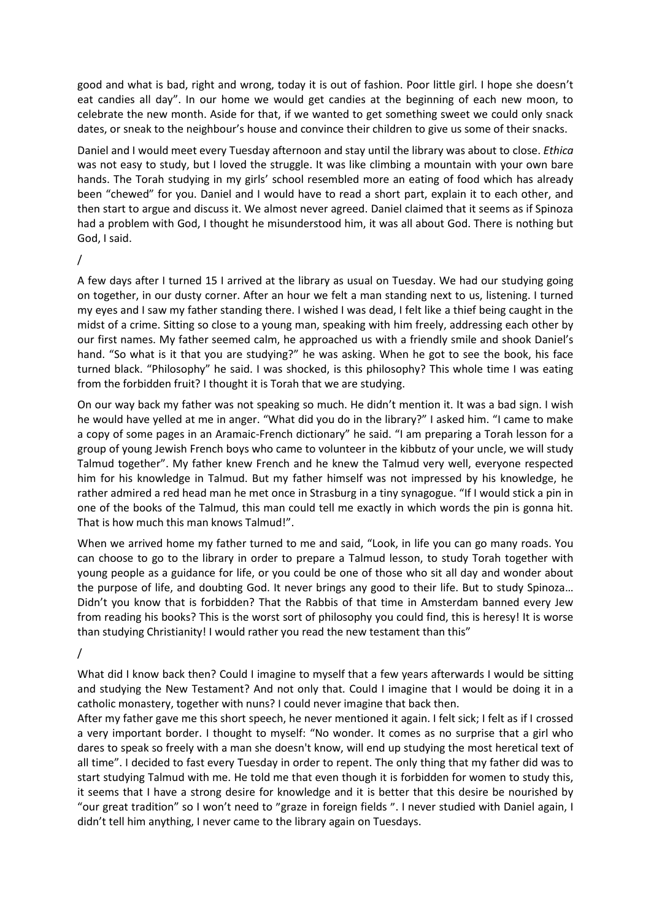good and what is bad, right and wrong, today it is out of fashion. Poor little girl. I hope she doesn't eat candies all day". In our home we would get candies at the beginning of each new moon, to celebrate the new month. Aside for that, if we wanted to get something sweet we could only snack dates, or sneak to the neighbour's house and convince their children to give us some of their snacks.

Daniel and I would meet every Tuesday afternoon and stay until the library was about to close. *Ethica* was not easy to study, but I loved the struggle. It was like climbing a mountain with your own bare hands. The Torah studying in my girls' school resembled more an eating of food which has already been "chewed" for you. Daniel and I would have to read a short part, explain it to each other, and then start to argue and discuss it. We almost never agreed. Daniel claimed that it seems as if Spinoza had a problem with God, I thought he misunderstood him, it was all about God. There is nothing but God, I said.

/

A few days after I turned 15 I arrived at the library as usual on Tuesday. We had our studying going on together, in our dusty corner. After an hour we felt a man standing next to us, listening. I turned my eyes and I saw my father standing there. I wished I was dead, I felt like a thief being caught in the midst of a crime. Sitting so close to a young man, speaking with him freely, addressing each other by our first names. My father seemed calm, he approached us with a friendly smile and shook Daniel's hand. "So what is it that you are studying?" he was asking. When he got to see the book, his face turned black. "Philosophy" he said. I was shocked, is this philosophy? This whole time I was eating from the forbidden fruit? I thought it is Torah that we are studying.

On our way back my father was not speaking so much. He didn't mention it. It was a bad sign. I wish he would have yelled at me in anger. "What did you do in the library?" I asked him. "I came to make a copy of some pages in an Aramaic-French dictionary" he said. "I am preparing a Torah lesson for a group of young Jewish French boys who came to volunteer in the kibbutz of your uncle, we will study Talmud together". My father knew French and he knew the Talmud very well, everyone respected him for his knowledge in Talmud. But my father himself was not impressed by his knowledge, he rather admired a red head man he met once in Strasburg in a tiny synagogue. "If I would stick a pin in one of the books of the Talmud, this man could tell me exactly in which words the pin is gonna hit. That is how much this man knows Talmud!".

When we arrived home my father turned to me and said, "Look, in life you can go many roads. You can choose to go to the library in order to prepare a Talmud lesson, to study Torah together with young people as a guidance for life, or you could be one of those who sit all day and wonder about the purpose of life, and doubting God. It never brings any good to their life. But to study Spinoza… Didn't you know that is forbidden? That the Rabbis of that time in Amsterdam banned every Jew from reading his books? This is the worst sort of philosophy you could find, this is heresy! It is worse than studying Christianity! I would rather you read the new testament than this"

/

What did I know back then? Could I imagine to myself that a few years afterwards I would be sitting and studying the New Testament? And not only that. Could I imagine that I would be doing it in a catholic monastery, together with nuns? I could never imagine that back then.

After my father gave me this short speech, he never mentioned it again. I felt sick; I felt as if I crossed a very important border. I thought to myself: "No wonder. It comes as no surprise that a girl who dares to speak so freely with a man she doesn't know, will end up studying the most heretical text of all time". I decided to fast every Tuesday in order to repent. The only thing that my father did was to start studying Talmud with me. He told me that even though it is forbidden for women to study this, it seems that I have a strong desire for knowledge and it is better that this desire be nourished by "our great tradition" so I won't need to "graze in foreign fields ". I never studied with Daniel again, I didn't tell him anything, I never came to the library again on Tuesdays.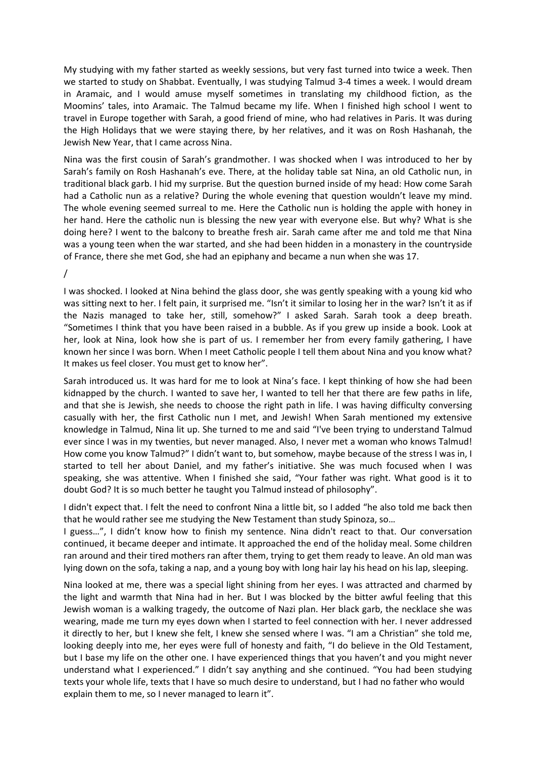My studying with my father started as weekly sessions, but very fast turned into twice a week. Then we started to study on Shabbat. Eventually, I was studying Talmud 3-4 times a week. I would dream in Aramaic, and I would amuse myself sometimes in translating my childhood fiction, as the Moomins' tales, into Aramaic. The Talmud became my life. When I finished high school I went to travel in Europe together with Sarah, a good friend of mine, who had relatives in Paris. It was during the High Holidays that we were staying there, by her relatives, and it was on Rosh Hashanah, the Jewish New Year, that I came across Nina.

Nina was the first cousin of Sarah's grandmother. I was shocked when I was introduced to her by Sarah's family on Rosh Hashanah's eve. There, at the holiday table sat Nina, an old Catholic nun, in traditional black garb. I hid my surprise. But the question burned inside of my head: How come Sarah had a Catholic nun as a relative? During the whole evening that question wouldn't leave my mind. The whole evening seemed surreal to me. Here the Catholic nun is holding the apple with honey in her hand. Here the catholic nun is blessing the new year with everyone else. But why? What is she doing here? I went to the balcony to breathe fresh air. Sarah came after me and told me that Nina was a young teen when the war started, and she had been hidden in a monastery in the countryside of France, there she met God, she had an epiphany and became a nun when she was 17.

/

I was shocked. I looked at Nina behind the glass door, she was gently speaking with a young kid who was sitting next to her. I felt pain, it surprised me. "Isn't it similar to losing her in the war? Isn't it as if the Nazis managed to take her, still, somehow?" I asked Sarah. Sarah took a deep breath. "Sometimes I think that you have been raised in a bubble. As if you grew up inside a book. Look at her, look at Nina, look how she is part of us. I remember her from every family gathering, I have known her since I was born. When I meet Catholic people I tell them about Nina and you know what? It makes us feel closer. You must get to know her".

Sarah introduced us. It was hard for me to look at Nina's face. I kept thinking of how she had been kidnapped by the church. I wanted to save her, I wanted to tell her that there are few paths in life, and that she is Jewish, she needs to choose the right path in life. I was having difficulty conversing casually with her, the first Catholic nun I met, and Jewish! When Sarah mentioned my extensive knowledge in Talmud, Nina lit up. She turned to me and said "I've been trying to understand Talmud ever since I was in my twenties, but never managed. Also, I never met a woman who knows Talmud! How come you know Talmud?" I didn't want to, but somehow, maybe because of the stress I was in, I started to tell her about Daniel, and my father's initiative. She was much focused when I was speaking, she was attentive. When I finished she said, "Your father was right. What good is it to doubt God? It is so much better he taught you Talmud instead of philosophy".

I didn't expect that. I felt the need to confront Nina a little bit, so I added "he also told me back then that he would rather see me studying the New Testament than study Spinoza, so…
I guess…", I didn't know how to finish my sentence. Nina didn't react to that. Our conversation continued, it became deeper and intimate. It approached the end of the holiday meal. Some children ran around and their tired mothers ran after them, trying to get them ready to leave. An old man was lying down on the sofa, taking a nap, and a young boy with long hair lay his head on his lap, sleeping.

Nina looked at me, there was a special light shining from her eyes. I was attracted and charmed by the light and warmth that Nina had in her. But I was blocked by the bitter awful feeling that this Jewish woman is a walking tragedy, the outcome of Nazi plan. Her black garb, the necklace she was wearing, made me turn my eyes down when I started to feel connection with her. I never addressed it directly to her, but I knew she felt, I knew she sensed where I was. "I am a Christian" she told me, looking deeply into me, her eyes were full of honesty and faith, "I do believe in the Old Testament, but I base my life on the other one. I have experienced things that you haven't and you might never understand what I experienced." I didn't say anything and she continued. "You had been studying texts your whole life, texts that I have so much desire to understand, but I had no father who would explain them to me, so I never managed to learn it".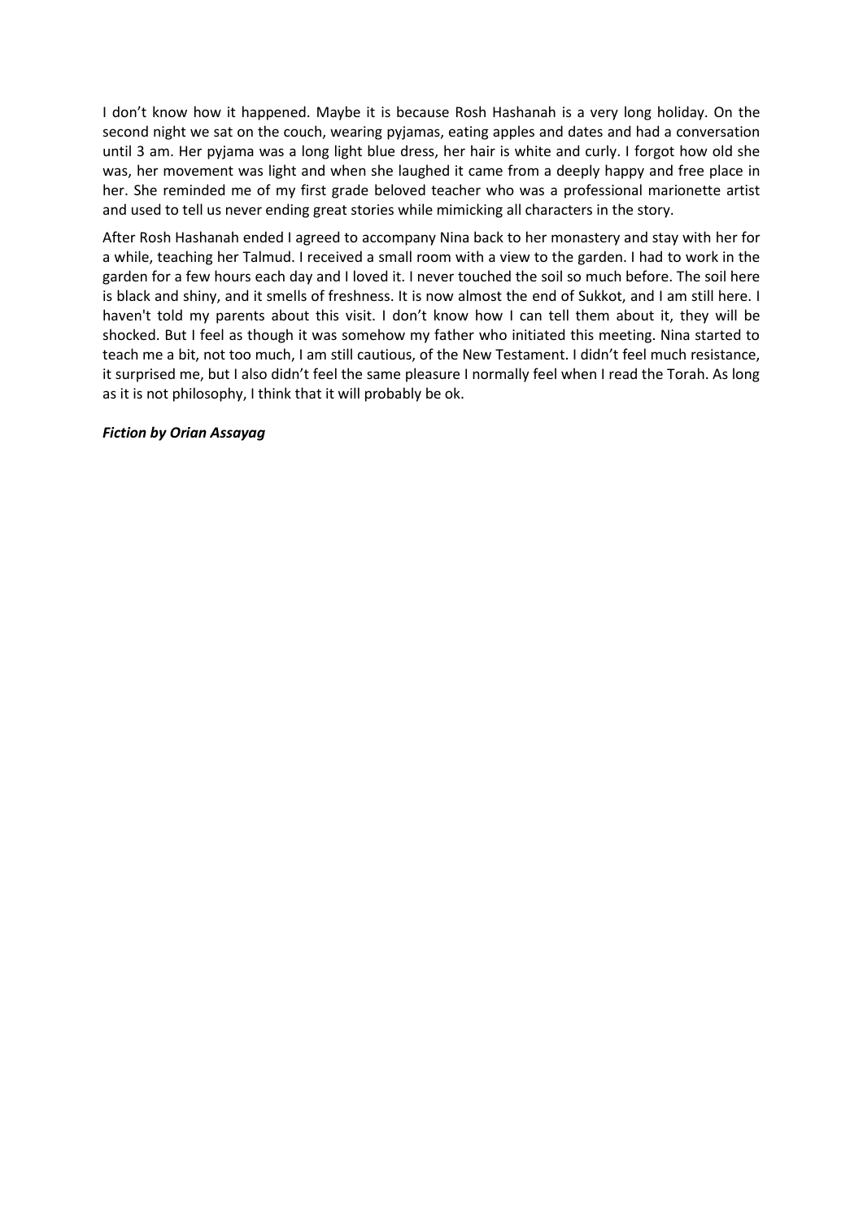I don't know how it happened. Maybe it is because Rosh Hashanah is a very long holiday. On the second night we sat on the couch, wearing pyjamas, eating apples and dates and had a conversation until 3 am. Her pyjama was a long light blue dress, her hair is white and curly. I forgot how old she was, her movement was light and when she laughed it came from a deeply happy and free place in her. She reminded me of my first grade beloved teacher who was a professional marionette artist and used to tell us never ending great stories while mimicking all characters in the story.

After Rosh Hashanah ended I agreed to accompany Nina back to her monastery and stay with her for a while, teaching her Talmud. I received a small room with a view to the garden. I had to work in the garden for a few hours each day and I loved it. I never touched the soil so much before. The soil here is black and shiny, and it smells of freshness. It is now almost the end of Sukkot, and I am still here. I haven't told my parents about this visit. I don't know how I can tell them about it, they will be shocked. But I feel as though it was somehow my father who initiated this meeting. Nina started to teach me a bit, not too much, I am still cautious, of the New Testament. I didn't feel much resistance, it surprised me, but I also didn't feel the same pleasure I normally feel when I read the Torah. As long as it is not philosophy, I think that it will probably be ok.

***Fiction by Orian Assayag***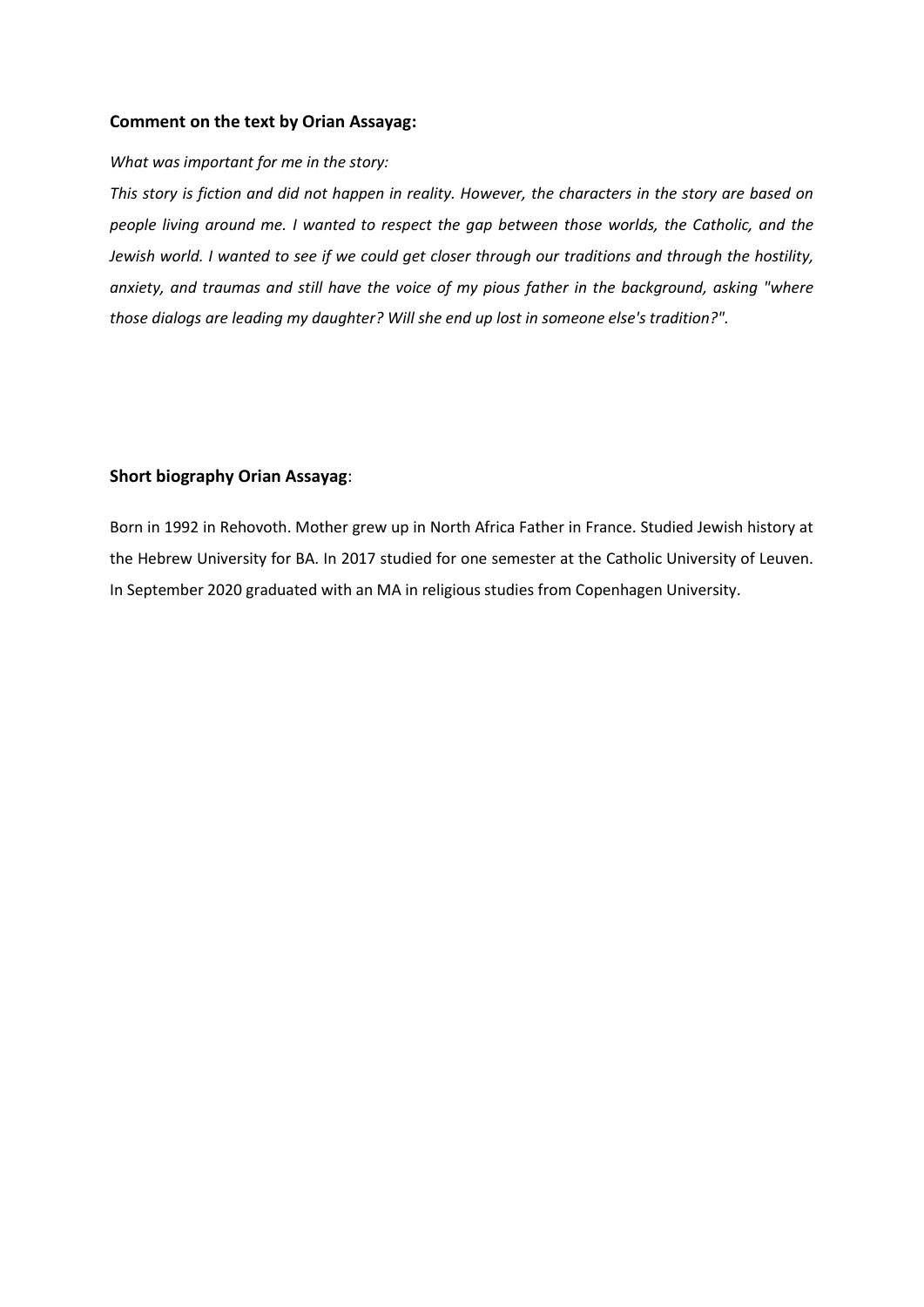### **Comment on the text by Orian Assayag:**

*What was important for me in the story:*

*This story is fiction and did not happen in reality. However, the characters in the story are based on people living around me. I wanted to respect the gap between those worlds, the Catholic, and the Jewish world. I wanted to see if we could get closer through our traditions and through the hostility, anxiety, and traumas and still have the voice of my pious father in the background, asking "where those dialogs are leading my daughter? Will she end up lost in someone else's tradition?".*

### **Short biography Orian Assayag**:

Born in 1992 in Rehovoth. Mother grew up in North Africa Father in France. Studied Jewish history at the Hebrew University for BA. In 2017 studied for one semester at the Catholic University of Leuven. In September 2020 graduated with an MA in religious studies from Copenhagen University.